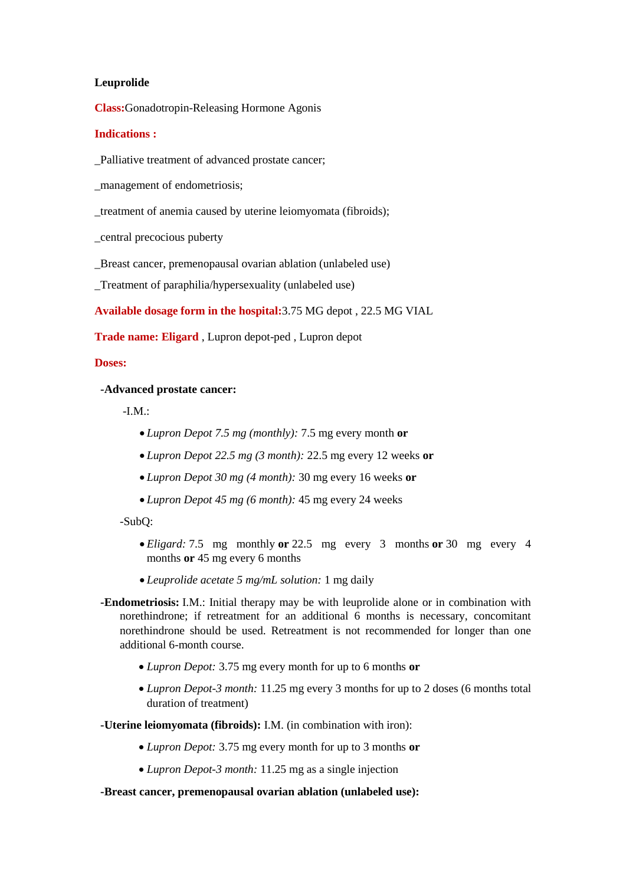**Leuprolide**

**Class:** Gonadotropin-Releasing Hormone Agonis

**Indications :**

_Palliative treatment of advanced prostate cancer;

_management of endometriosis;

_treatment of anemia caused by uterine leiomyomata (fibroids);

_central precocious puberty

_Breast cancer, premenopausal ovarian ablation (unlabeled use)

_Treatment of paraphilia/hypersexuality (unlabeled use)

**Available dosage form in the hospital:** 3.75 MG depot , 22.5 MG VIAL

**Trade name: Eligard** , Lupron depot-ped , Lupron depot

**Doses:**

**-Advanced prostate cancer:**

-I.M.:

- *Lupron Depot 7.5 mg (monthly):* 7.5 mg every month **or**
- *Lupron Depot 22.5 mg (3 month):* 22.5 mg every 12 weeks **or**
- *Lupron Depot 30 mg (4 month):* 30 mg every 16 weeks **or**
- *Lupron Depot 45 mg (6 month):* 45 mg every 24 weeks

-SubQ:

- *Eligard:* 7.5 mg monthly **or** 22.5 mg every 3 months **or** 30 mg every 4 months **or** 45 mg every 6 months
- *Leuprolide acetate 5 mg/mL solution:* 1 mg daily

**-Endometriosis:** I.M.: Initial therapy may be with leuprolide alone or in combination with norethindrone; if retreatment for an additional 6 months is necessary, concomitant norethindrone should be used. Retreatment is not recommended for longer than one additional 6-month course.

- *Lupron Depot:* 3.75 mg every month for up to 6 months **or**
- *Lupron Depot-3 month:* 11.25 mg every 3 months for up to 2 doses (6 months total duration of treatment)

**-Uterine leiomyomata (fibroids):** I.M. (in combination with iron):

- *Lupron Depot:* 3.75 mg every month for up to 3 months **or**
- *Lupron Depot-3 month:* 11.25 mg as a single injection

**-Breast cancer, premenopausal ovarian ablation (unlabeled use):**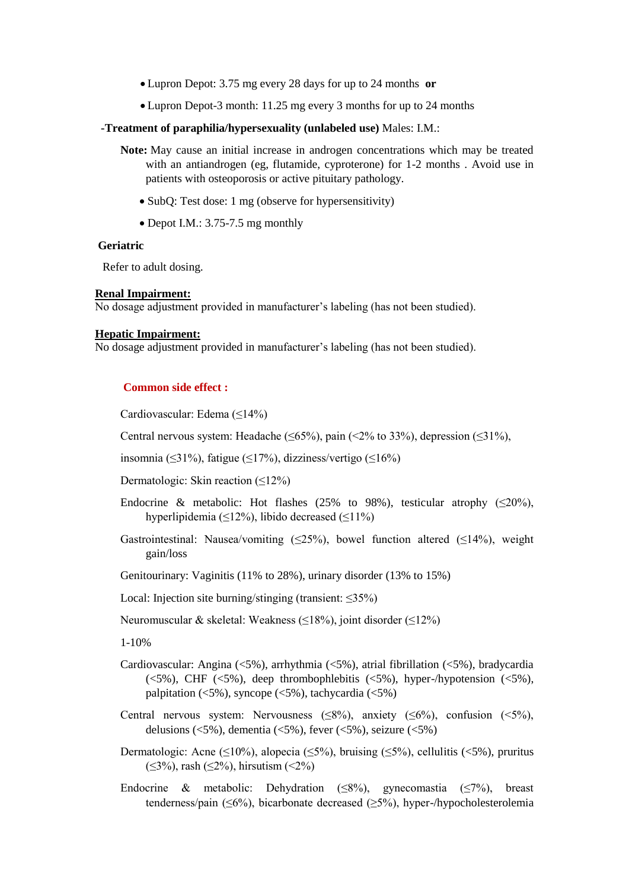- Lupron Depot: 3.75 mg every 28 days for up to 24 months **or**
- Lupron Depot-3 month: 11.25 mg every 3 months for up to 24 months

**-Treatment of paraphilia/hypersexuality (unlabeled use)** Males: I.M.:

**Note:** May cause an initial increase in androgen concentrations which may be treated with an antiandrogen (eg, flutamide, cyproterone) for 1-2 months . Avoid use in patients with osteoporosis or active pituitary pathology.

- SubQ: Test dose: 1 mg (observe for hypersensitivity)
- Depot I.M.: 3.75-7.5 mg monthly

**Geriatric**

Refer to adult dosing.

**Renal Impairment:**

No dosage adjustment provided in manufacturer's labeling (has not been studied).

**Hepatic Impairment:**

No dosage adjustment provided in manufacturer's labeling (has not been studied).

**Common side effect :**

Cardiovascular: Edema (≤14%)

Central nervous system: Headache (≤65%), pain (<2% to 33%), depression (≤31%),

insomnia (≤31%), fatigue (≤17%), dizziness/vertigo (≤16%)

Dermatologic: Skin reaction (≤12%)

Endocrine & metabolic: Hot flashes (25% to 98%), testicular atrophy (≤20%), hyperlipidemia (≤12%), libido decreased (≤11%)

Gastrointestinal: Nausea/vomiting (≤25%), bowel function altered (≤14%), weight gain/loss

Genitourinary: Vaginitis (11% to 28%), urinary disorder (13% to 15%)

Local: Injection site burning/stinging (transient: ≤35%)

Neuromuscular & skeletal: Weakness (≤18%), joint disorder (≤12%)

1-10%

Cardiovascular: Angina (<5%), arrhythmia (<5%), atrial fibrillation (<5%), bradycardia (<5%), CHF (<5%), deep thrombophlebitis (<5%), hyper-/hypotension (<5%), palpitation (<5%), syncope (<5%), tachycardia (<5%)

Central nervous system: Nervousness (≤8%), anxiety (≤6%), confusion (<5%), delusions (<5%), dementia (<5%), fever (<5%), seizure (<5%)

Dermatologic: Acne (≤10%), alopecia (≤5%), bruising (≤5%), cellulitis (<5%), pruritus (≤3%), rash (≤2%), hirsutism (<2%)

Endocrine & metabolic: Dehydration (≤8%), gynecomastia (≤7%), breast tenderness/pain (≤6%), bicarbonate decreased (≥5%), hyper-/hypocholesterolemia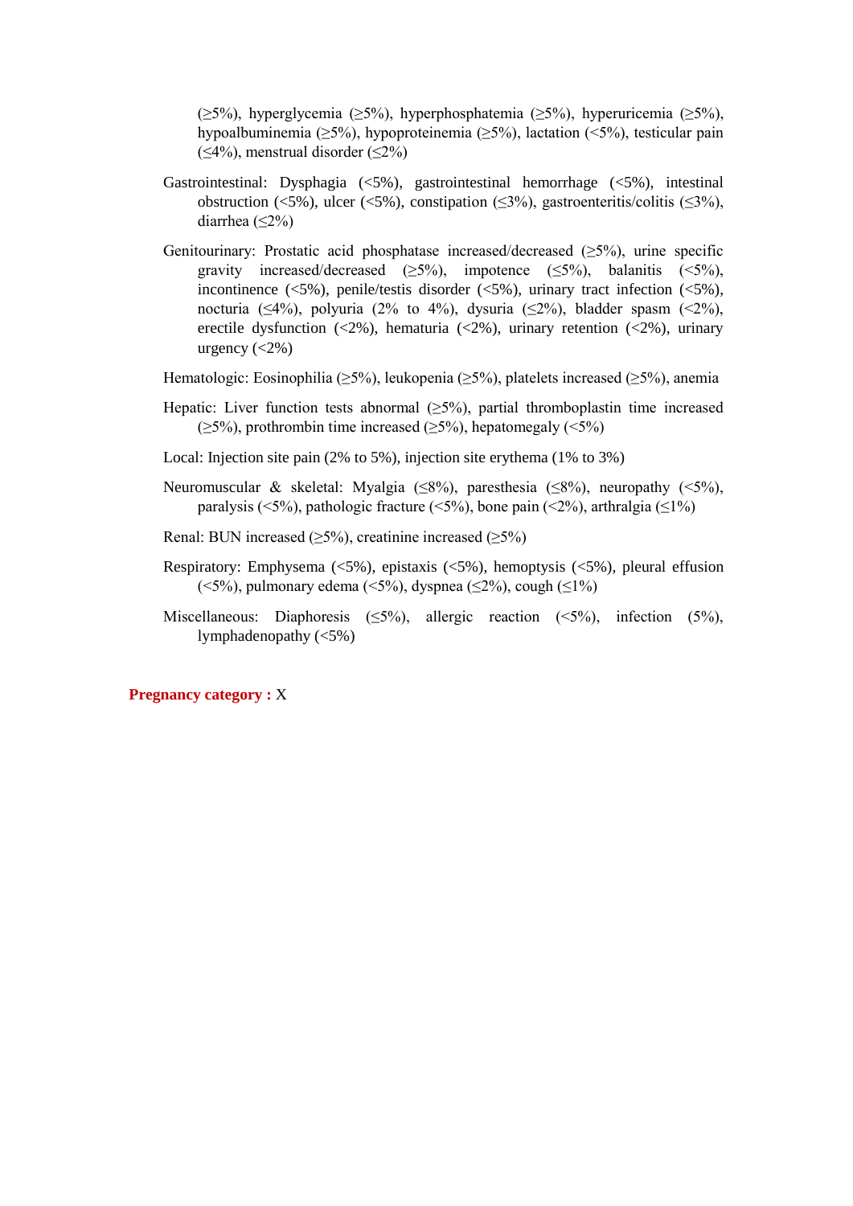(≥5%), hyperglycemia (≥5%), hyperphosphatemia (≥5%), hyperuricemia (≥5%), hypoalbuminemia (≥5%), hypoproteinemia (≥5%), lactation (<5%), testicular pain (≤4%), menstrual disorder (≤2%)

Gastrointestinal: Dysphagia (<5%), gastrointestinal hemorrhage (<5%), intestinal obstruction (<5%), ulcer (<5%), constipation (≤3%), gastroenteritis/colitis (≤3%), diarrhea (≤2%)

Genitourinary: Prostatic acid phosphatase increased/decreased (≥5%), urine specific gravity increased/decreased (≥5%), impotence (≤5%), balanitis (<5%), incontinence (<5%), penile/testis disorder (<5%), urinary tract infection (<5%), nocturia (≤4%), polyuria (2% to 4%), dysuria (≤2%), bladder spasm (<2%), erectile dysfunction (<2%), hematuria (<2%), urinary retention (<2%), urinary urgency (<2%)

Hematologic: Eosinophilia (≥5%), leukopenia (≥5%), platelets increased (≥5%), anemia

Hepatic: Liver function tests abnormal (≥5%), partial thromboplastin time increased (≥5%), prothrombin time increased (≥5%), hepatomegaly (<5%)

Local: Injection site pain (2% to 5%), injection site erythema (1% to 3%)

Neuromuscular & skeletal: Myalgia (≤8%), paresthesia (≤8%), neuropathy (<5%), paralysis (<5%), pathologic fracture (<5%), bone pain (<2%), arthralgia (≤1%)

Renal: BUN increased (≥5%), creatinine increased (≥5%)

Respiratory: Emphysema (<5%), epistaxis (<5%), hemoptysis (<5%), pleural effusion (<5%), pulmonary edema (<5%), dyspnea (≤2%), cough (≤1%)

Miscellaneous: Diaphoresis (≤5%), allergic reaction (<5%), infection (5%), lymphadenopathy (<5%)

**Pregnancy category :** X